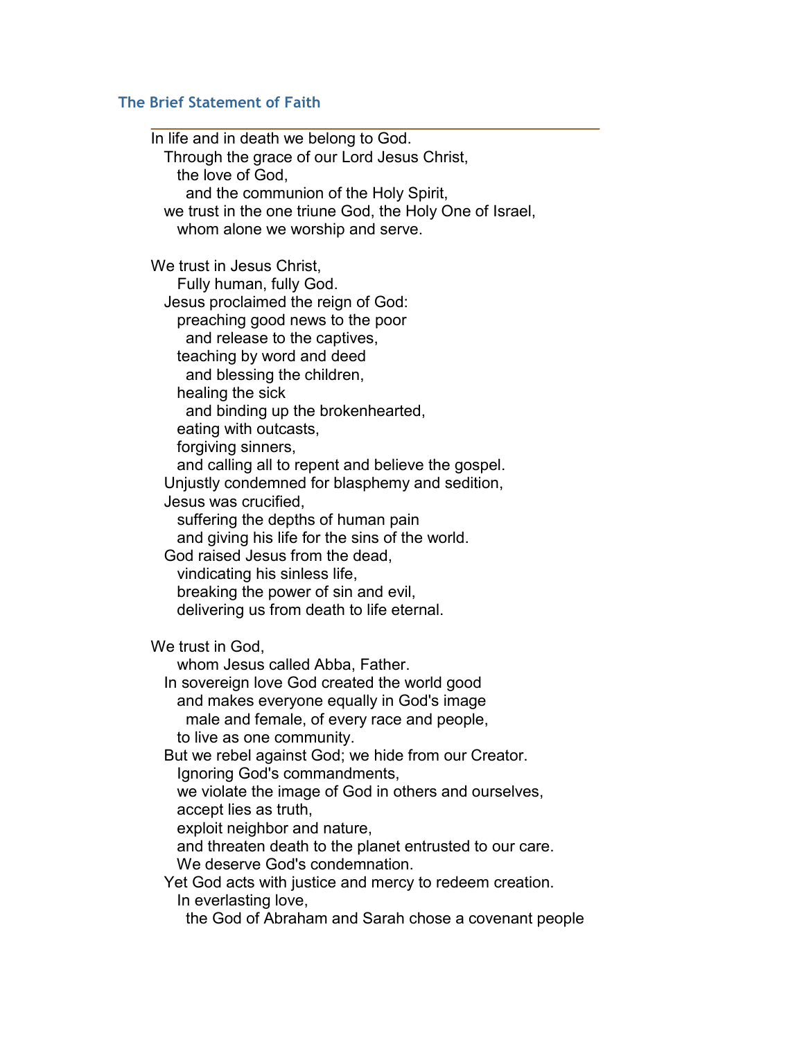## The Brief Statement of Faith

---

In life and in death we belong to God.
  Through the grace of our Lord Jesus Christ,
    the love of God,
      and the communion of the Holy Spirit,
  we trust in the one triune God, the Holy One of Israel,
    whom alone we worship and serve.

We trust in Jesus Christ,
    Fully human, fully God.
  Jesus proclaimed the reign of God:
    preaching good news to the poor
      and release to the captives,
    teaching by word and deed
      and blessing the children,
    healing the sick
      and binding up the brokenhearted,
    eating with outcasts,
    forgiving sinners,
    and calling all to repent and believe the gospel.
  Unjustly condemned for blasphemy and sedition,
  Jesus was crucified,
    suffering the depths of human pain
    and giving his life for the sins of the world.
  God raised Jesus from the dead,
    vindicating his sinless life,
    breaking the power of sin and evil,
    delivering us from death to life eternal.

We trust in God,
    whom Jesus called Abba, Father.
  In sovereign love God created the world good
    and makes everyone equally in God's image
      male and female, of every race and people,
    to live as one community.
  But we rebel against God; we hide from our Creator.
    Ignoring God's commandments,
    we violate the image of God in others and ourselves,
    accept lies as truth,
    exploit neighbor and nature,
    and threaten death to the planet entrusted to our care.
    We deserve God's condemnation.
  Yet God acts with justice and mercy to redeem creation.
    In everlasting love,
      the God of Abraham and Sarah chose a covenant people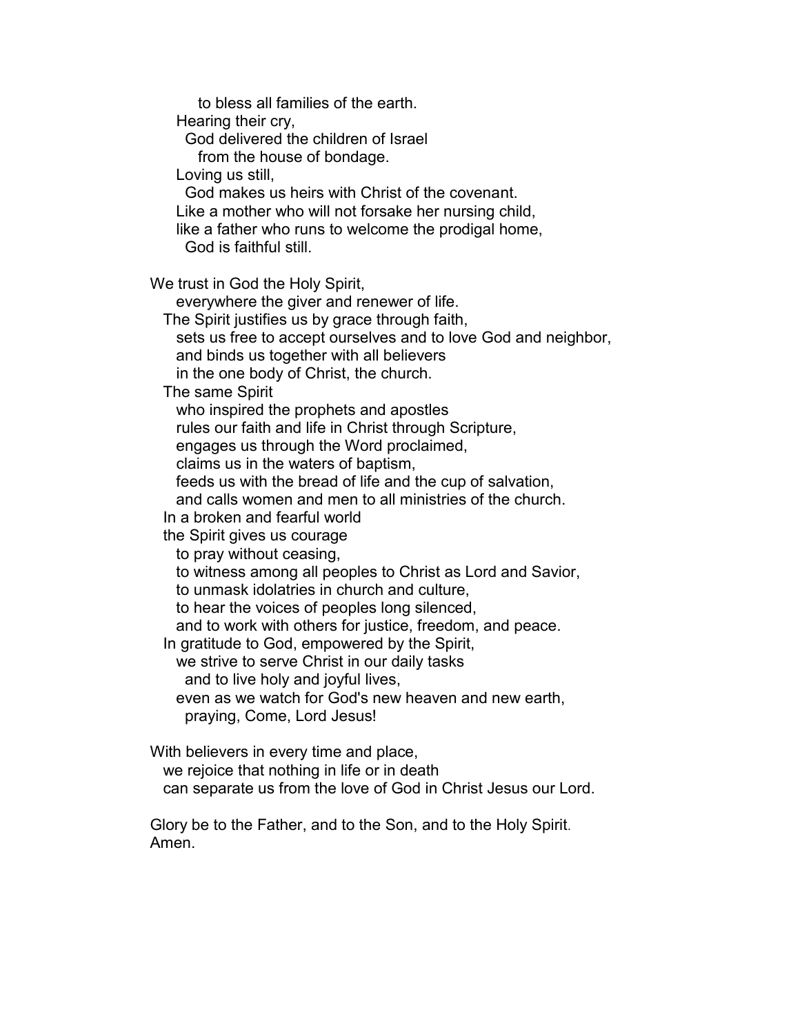to bless all families of the earth.  
Hearing their cry,  
God delivered the children of Israel  
from the house of bondage.  
Loving us still,  
God makes us heirs with Christ of the covenant.  
Like a mother who will not forsake her nursing child,  
like a father who runs to welcome the prodigal home,  
God is faithful still.

We trust in God the Holy Spirit,  
everywhere the giver and renewer of life.  
The Spirit justifies us by grace through faith,  
sets us free to accept ourselves and to love God and neighbor,  
and binds us together with all believers  
in the one body of Christ, the church.  
The same Spirit  
who inspired the prophets and apostles  
rules our faith and life in Christ through Scripture,  
engages us through the Word proclaimed,  
claims us in the waters of baptism,  
feeds us with the bread of life and the cup of salvation,  
and calls women and men to all ministries of the church.  
In a broken and fearful world  
the Spirit gives us courage  
to pray without ceasing,  
to witness among all peoples to Christ as Lord and Savior,  
to unmask idolatries in church and culture,  
to hear the voices of peoples long silenced,  
and to work with others for justice, freedom, and peace.  
In gratitude to God, empowered by the Spirit,  
we strive to serve Christ in our daily tasks  
and to live holy and joyful lives,  
even as we watch for God's new heaven and new earth,  
praying, Come, Lord Jesus!

With believers in every time and place,  
we rejoice that nothing in life or in death  
can separate us from the love of God in Christ Jesus our Lord.

Glory be to the Father, and to the Son, and to the Holy Spirit.  
Amen.